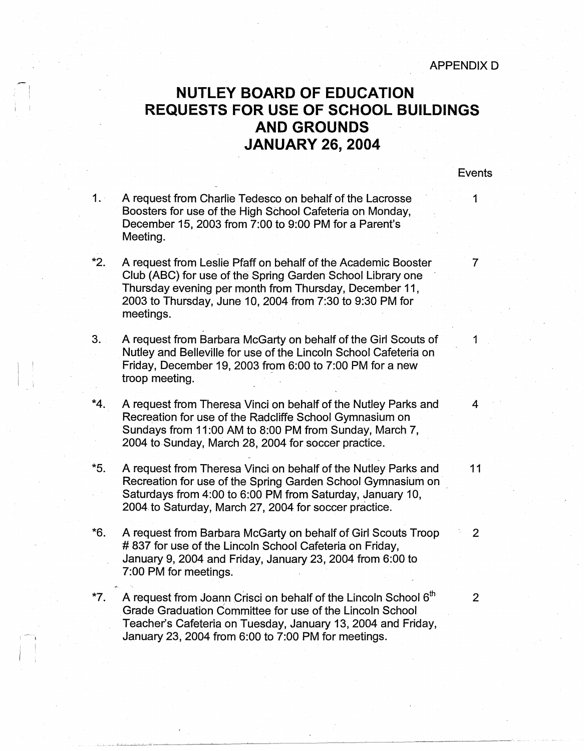APPENDIX D

# NUTLEY BOARD OF EDUCATION
# REQUESTS FOR USE OF SCHOOL BUILDINGS AND GROUNDS
# JANUARY 26, 2004

| | | Events |
|---|---|---|
| 1. | A request from Charlie Tedesco on behalf of the Lacrosse Boosters for use of the High School Cafeteria on Monday, December 15, 2003 from 7:00 to 9:00 PM for a Parent's Meeting. | 1 |
| *2. | A request from Leslie Pfaff on behalf of the Academic Booster Club (ABC) for use of the Spring Garden School Library one Thursday evening per month from Thursday, December 11, 2003 to Thursday, June 10, 2004 from 7:30 to 9:30 PM for meetings. | 7 |
| 3. | A request from Barbara McGarty on behalf of the Girl Scouts of Nutley and Belleville for use of the Lincoln School Cafeteria on Friday, December 19, 2003 from 6:00 to 7:00 PM for a new troop meeting. | 1 |
| *4. | A request from Theresa Vinci on behalf of the Nutley Parks and Recreation for use of the Radcliffe School Gymnasium on Sundays from 11:00 AM to 8:00 PM from Sunday, March 7, 2004 to Sunday, March 28, 2004 for soccer practice. | 4 |
| *5. | A request from Theresa Vinci on behalf of the Nutley Parks and Recreation for use of the Spring Garden School Gymnasium on Saturdays from 4:00 to 6:00 PM from Saturday, January 10, 2004 to Saturday, March 27, 2004 for soccer practice. | 11 |
| *6. | A request from Barbara McGarty on behalf of Girl Scouts Troop # 837 for use of the Lincoln School Cafeteria on Friday, January 9, 2004 and Friday, January 23, 2004 from 6:00 to 7:00 PM for meetings. | 2 |
| *7. | A request from Joann Crisci on behalf of the Lincoln School 6th Grade Graduation Committee for use of the Lincoln School Teacher's Cafeteria on Tuesday, January 13, 2004 and Friday, January 23, 2004 from 6:00 to 7:00 PM for meetings. | 2 |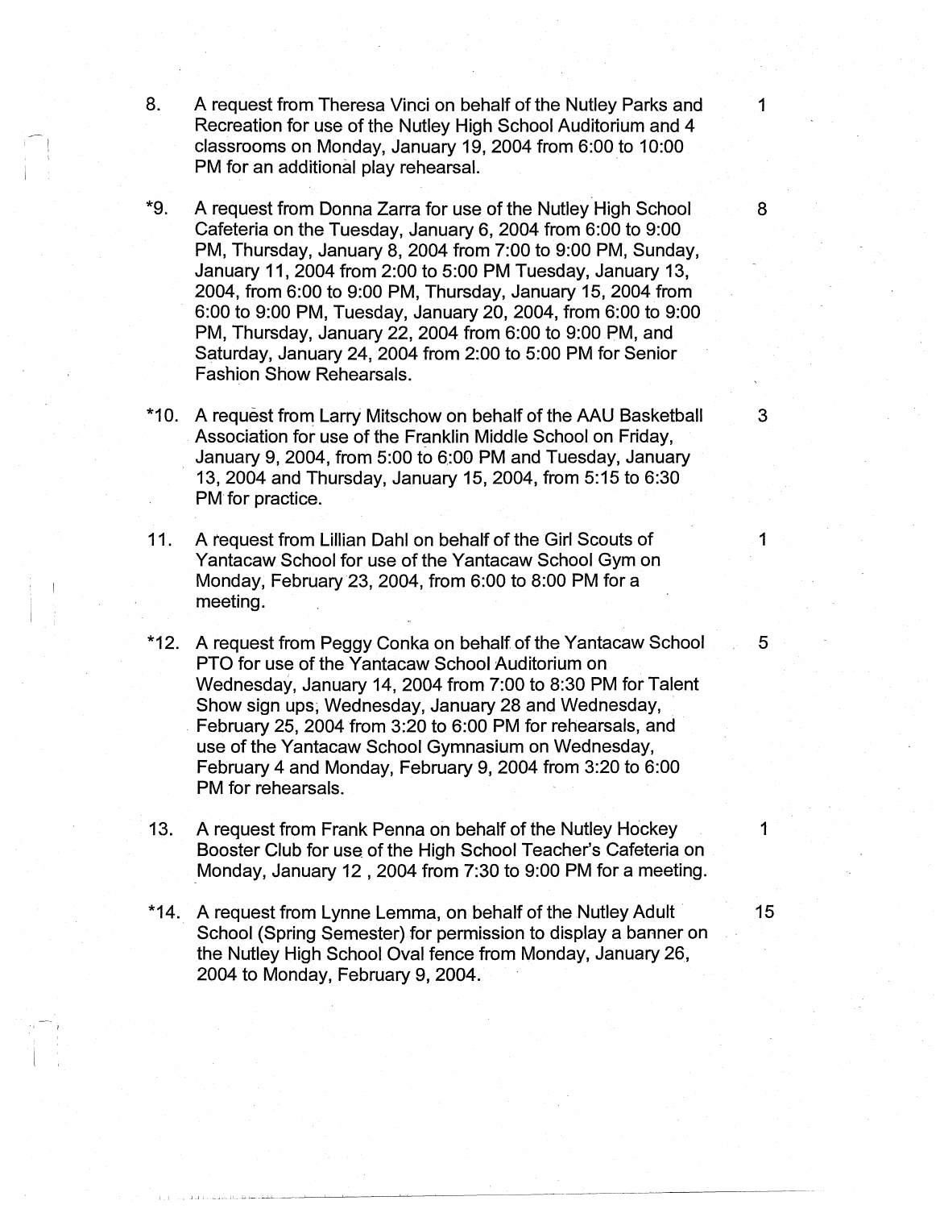8. A request from Theresa Vinci on behalf of the Nutley Parks and Recreation for use of the Nutley High School Auditorium and 4 classrooms on Monday, January 19, 2004 from 6:00 to 10:00 PM for an additional play rehearsal. 1

*9. A request from Donna Zarra for use of the Nutley High School Cafeteria on the Tuesday, January 6, 2004 from 6:00 to 9:00 PM, Thursday, January 8, 2004 from 7:00 to 9:00 PM, Sunday, January 11, 2004 from 2:00 to 5:00 PM Tuesday, January 13, 2004, from 6:00 to 9:00 PM, Thursday, January 15, 2004 from 6:00 to 9:00 PM, Tuesday, January 20, 2004, from 6:00 to 9:00 PM, Thursday, January 22, 2004 from 6:00 to 9:00 PM, and Saturday, January 24, 2004 from 2:00 to 5:00 PM for Senior Fashion Show Rehearsals. 8

*10. A request from Larry Mitschow on behalf of the AAU Basketball Association for use of the Franklin Middle School on Friday, January 9, 2004, from 5:00 to 6:00 PM and Tuesday, January 13, 2004 and Thursday, January 15, 2004, from 5:15 to 6:30 PM for practice. 3

11. A request from Lillian Dahl on behalf of the Girl Scouts of Yantacaw School for use of the Yantacaw School Gym on Monday, February 23, 2004, from 6:00 to 8:00 PM for a meeting. 1

*12. A request from Peggy Conka on behalf of the Yantacaw School PTO for use of the Yantacaw School Auditorium on Wednesday, January 14, 2004 from 7:00 to 8:30 PM for Talent Show sign ups, Wednesday, January 28 and Wednesday, February 25, 2004 from 3:20 to 6:00 PM for rehearsals, and use of the Yantacaw School Gymnasium on Wednesday, February 4 and Monday, February 9, 2004 from 3:20 to 6:00 PM for rehearsals. 5

13. A request from Frank Penna on behalf of the Nutley Hockey Booster Club for use of the High School Teacher's Cafeteria on Monday, January 12 , 2004 from 7:30 to 9:00 PM for a meeting. 1

*14. A request from Lynne Lemma, on behalf of the Nutley Adult School (Spring Semester) for permission to display a banner on the Nutley High School Oval fence from Monday, January 26, 2004 to Monday, February 9, 2004. 15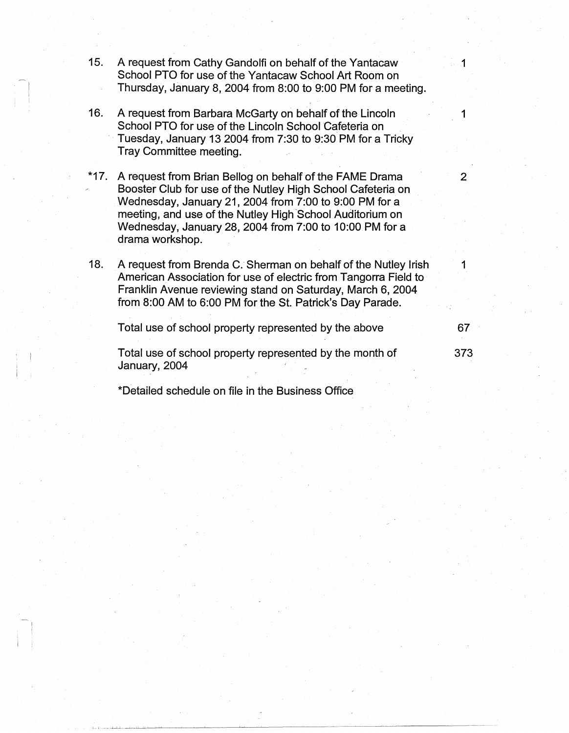| | | |
|---|---|---|
| 15. | A request from Cathy Gandolfi on behalf of the Yantacaw School PTO for use of the Yantacaw School Art Room on Thursday, January 8, 2004 from 8:00 to 9:00 PM for a meeting. | 1 |
| 16. | A request from Barbara McGarty on behalf of the Lincoln School PTO for use of the Lincoln School Cafeteria on Tuesday, January 13 2004 from 7:30 to 9:30 PM for a Tricky Tray Committee meeting. | 1 |
| *17. | A request from Brian Bellog on behalf of the FAME Drama Booster Club for use of the Nutley High School Cafeteria on Wednesday, January 21, 2004 from 7:00 to 9:00 PM for a meeting, and use of the Nutley High School Auditorium on Wednesday, January 28, 2004 from 7:00 to 10:00 PM for a drama workshop. | 2 |
| 18. | A request from Brenda C. Sherman on behalf of the Nutley Irish American Association for use of electric from Tangorra Field to Franklin Avenue reviewing stand on Saturday, March 6, 2004 from 8:00 AM to 6:00 PM for the St. Patrick's Day Parade. | 1 |
| | Total use of school property represented by the above | 67 |
| | Total use of school property represented by the month of January, 2004 | 373 |

*Detailed schedule on file in the Business Office